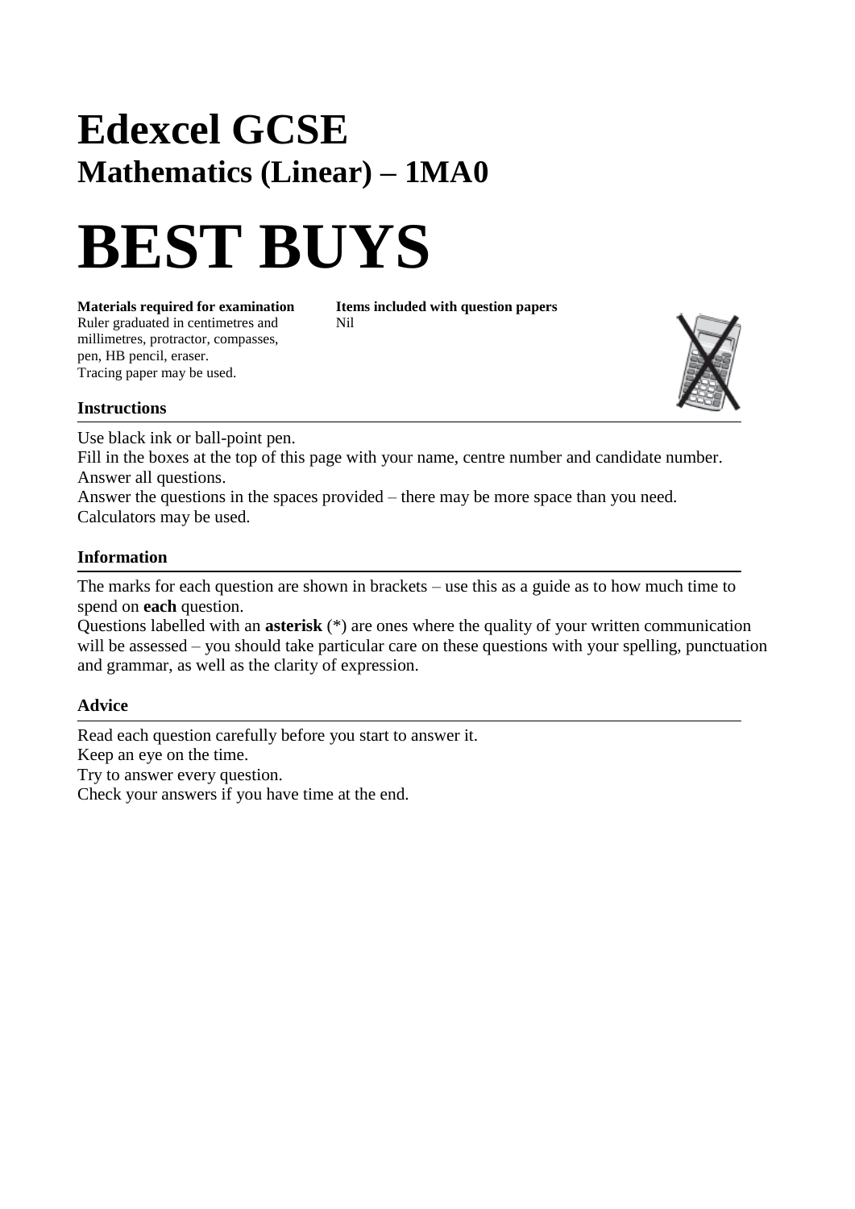# Edexcel GCSE

## Mathematics (Linear) – 1MA0

# BEST BUYS

**Materials required for examination**
Ruler graduated in centimetres and millimetres, protractor, compasses, pen, HB pencil, eraser.
Tracing paper may be used.

**Items included with question papers**
Nil

### Instructions

Use black ink or ball-point pen.
Fill in the boxes at the top of this page with your name, centre number and candidate number.
Answer all questions.
Answer the questions in the spaces provided – there may be more space than you need.
Calculators may be used.

### Information

The marks for each question are shown in brackets – use this as a guide as to how much time to spend on **each** question.
Questions labelled with an **asterisk** (*) are ones where the quality of your written communication will be assessed – you should take particular care on these questions with your spelling, punctuation and grammar, as well as the clarity of expression.

### Advice

Read each question carefully before you start to answer it.
Keep an eye on the time.
Try to answer every question.
Check your answers if you have time at the end.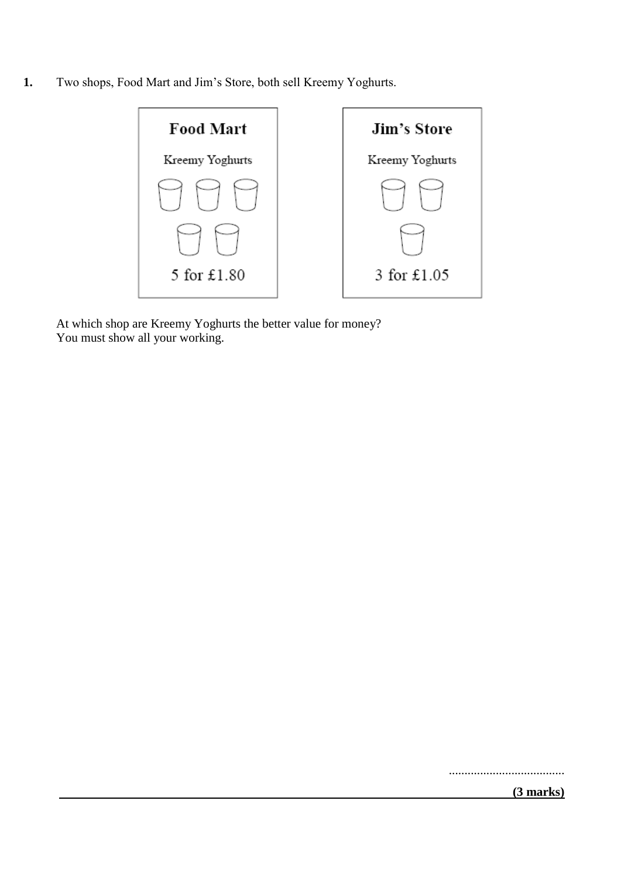**1.** Two shops, Food Mart and Jim's Store, both sell Kreemy Yoghurts.

| Food Mart | Jim's Store |
|---|---|
| Kreemy Yoghurts | Kreemy Yoghurts |
| 5 for £1.80 | 3 for £1.05 |

At which shop are Kreemy Yoghurts the better value for money?
You must show all your working.

.....................................

**(3 marks)**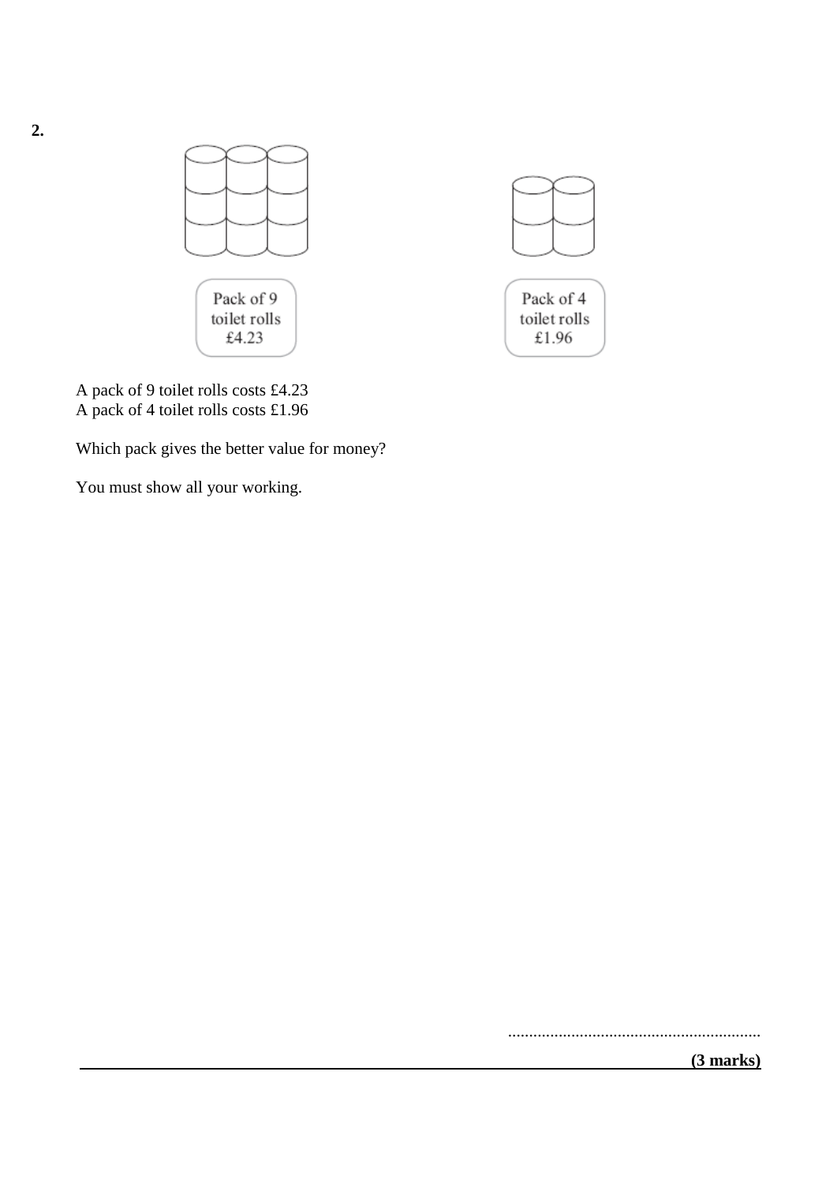**2.**

Pack of 9 toilet rolls £4.23

Pack of 4 toilet rolls £1.96

A pack of 9 toilet rolls costs £4.23
A pack of 4 toilet rolls costs £1.96

Which pack gives the better value for money?

You must show all your working.

...........................................................

**(3 marks)**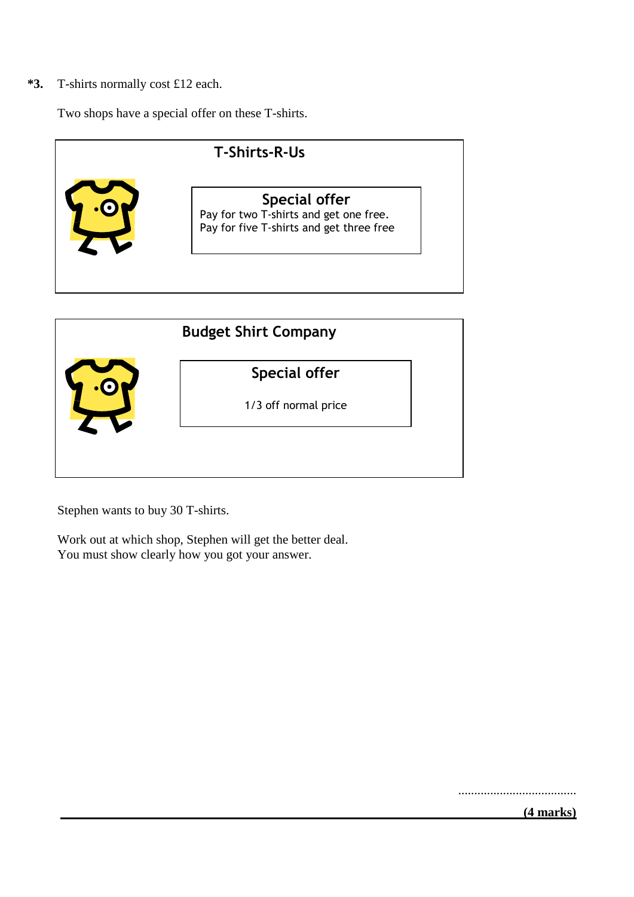**\*3.** T-shirts normally cost £12 each.

Two shops have a special offer on these T-shirts.

**T-Shirts-R-Us**

**Special offer**

Pay for two T-shirts and get one free.
Pay for five T-shirts and get three free

**Budget Shirt Company**

**Special offer**

1/3 off normal price

Stephen wants to buy 30 T-shirts.

Work out at which shop, Stephen will get the better deal.
You must show clearly how you got your answer.

.....................................

**(4 marks)**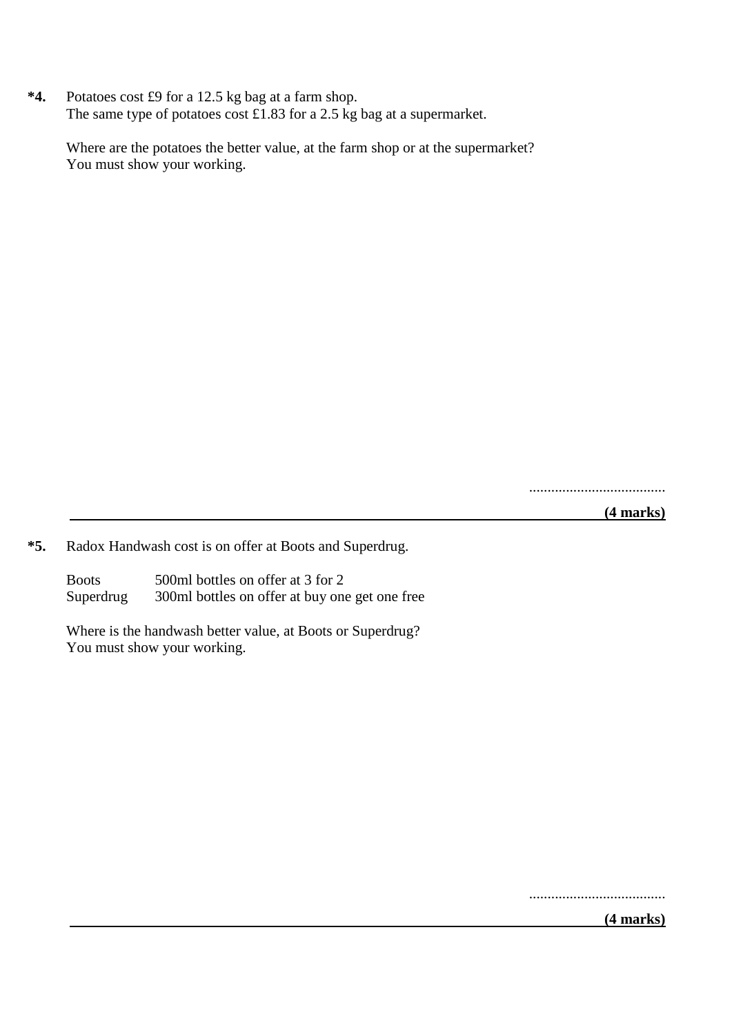**\*4.** Potatoes cost £9 for a 12.5 kg bag at a farm shop.
The same type of potatoes cost £1.83 for a 2.5 kg bag at a supermarket.

Where are the potatoes the better value, at the farm shop or at the supermarket?
You must show your working.

.....................................

**(4 marks)**

---

**\*5.** Radox Handwash cost is on offer at Boots and Superdrug.

| | |
|---|---|
| Boots | 500ml bottles on offer at 3 for 2 |
| Superdrug | 300ml bottles on offer at buy one get one free |

Where is the handwash better value, at Boots or Superdrug?
You must show your working.

.....................................

**(4 marks)**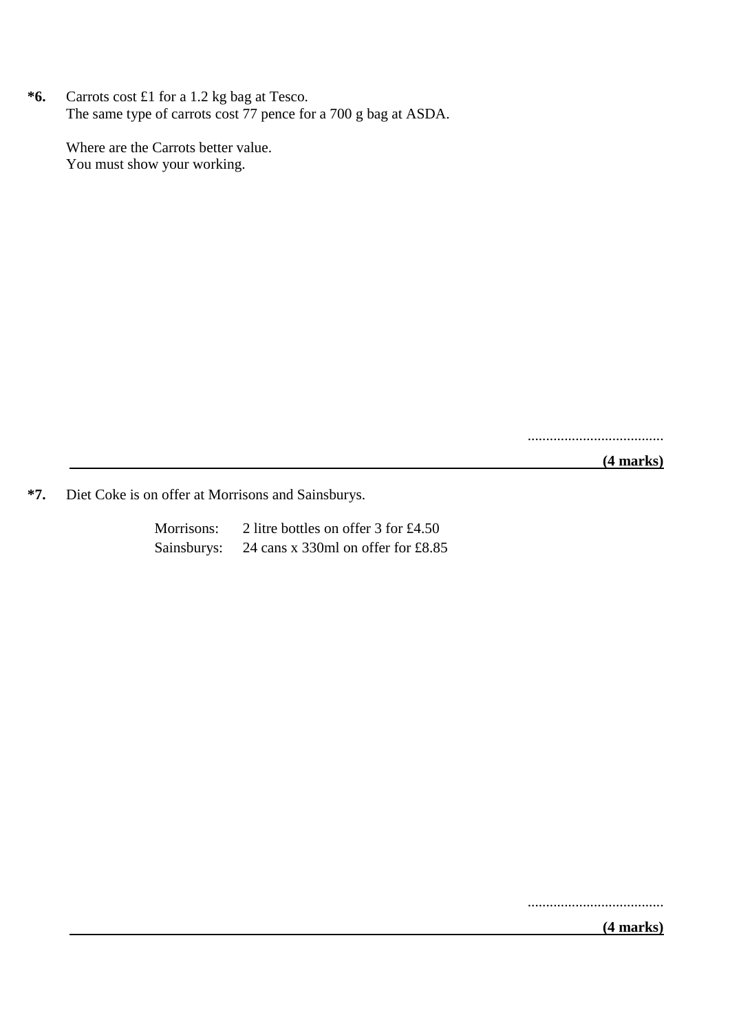**\*6.** Carrots cost £1 for a 1.2 kg bag at Tesco.
The same type of carrots cost 77 pence for a 700 g bag at ASDA.

Where are the Carrots better value.
You must show your working.

.....................................

**(4 marks)**

---

**\*7.** Diet Coke is on offer at Morrisons and Sainsburys.

Morrisons: 2 litre bottles on offer 3 for £4.50
Sainsburys: 24 cans x 330ml on offer for £8.85

.....................................

**(4 marks)**

---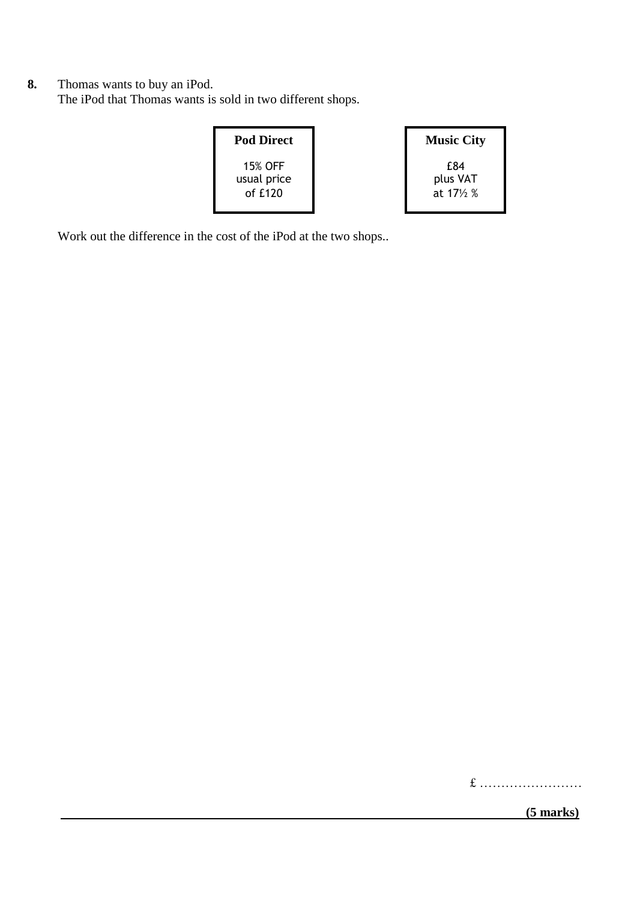**8.** Thomas wants to buy an iPod.
The iPod that Thomas wants is sold in two different shops.

| **Pod Direct** | **Music City** |
|---|---|
| 15% OFF usual price of £120 | £84 plus VAT at 17½ % |

Work out the difference in the cost of the iPod at the two shops..

£ ……………………

**(5 marks)**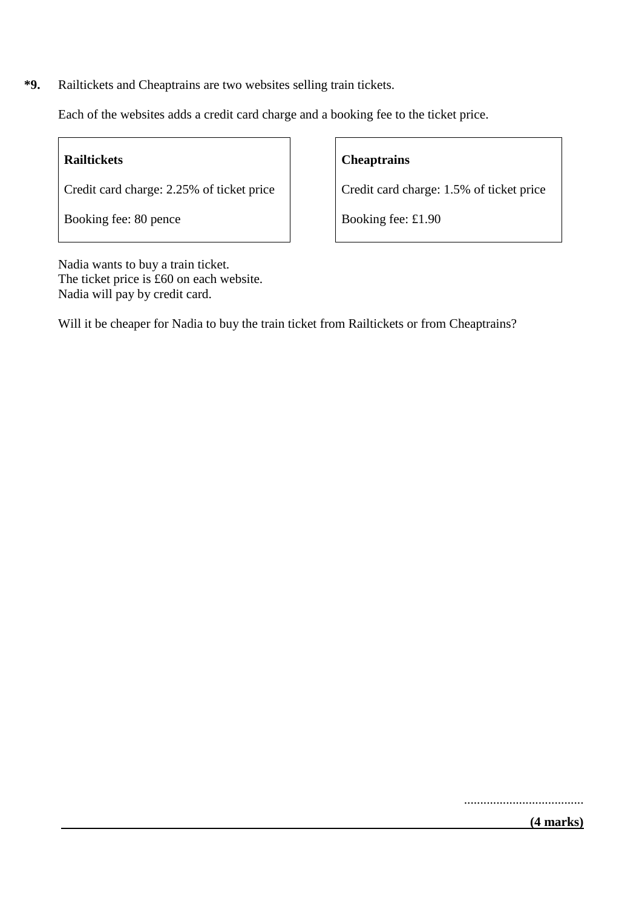**\*9.** Railtickets and Cheaptrains are two websites selling train tickets.

Each of the websites adds a credit card charge and a booking fee to the ticket price.

**Railtickets**

Credit card charge: 2.25% of ticket price

Booking fee: 80 pence

**Cheaptrains**

Credit card charge: 1.5% of ticket price

Booking fee: £1.90

Nadia wants to buy a train ticket.
The ticket price is £60 on each website.
Nadia will pay by credit card.

Will it be cheaper for Nadia to buy the train ticket from Railtickets or from Cheaptrains?

.....................................

**(4 marks)**